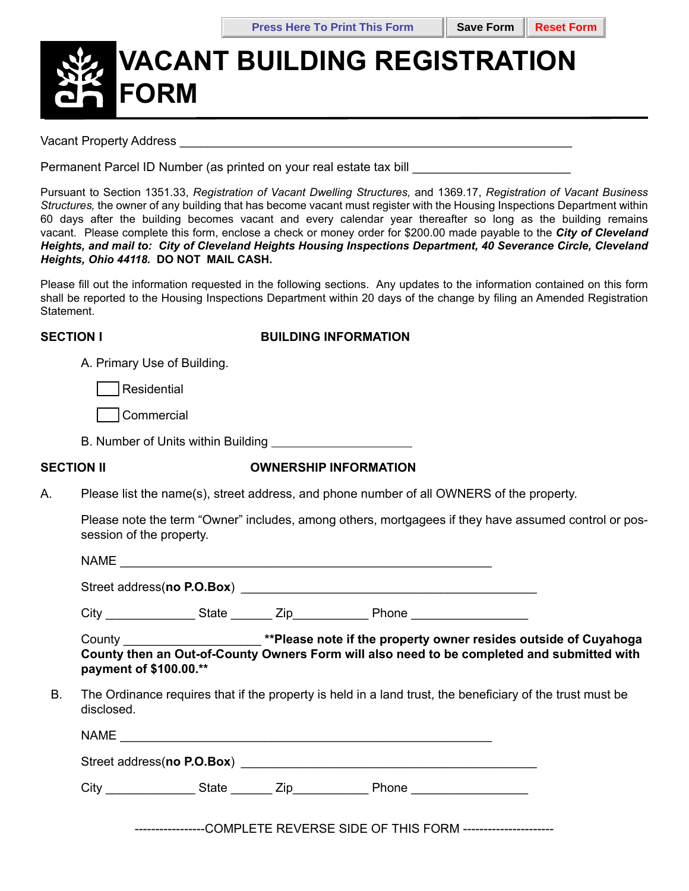# VACANT BUILDING REGISTRATION FORM

Vacant Property Address ___________________________________________________________

Permanent Parcel ID Number (as printed on your real estate tax bill _______________________

Pursuant to Section 1351.33, *Registration of Vacant Dwelling Structures,* and 1369.17, *Registration of Vacant Business Structures,* the owner of any building that has become vacant must register with the Housing Inspections Department within 60 days after the building becomes vacant and every calendar year thereafter so long as the building remains vacant. Please complete this form, enclose a check or money order for $200.00 made payable to the ***City of Cleveland Heights, and mail to: City of Cleveland Heights Housing Inspections Department, 40 Severance Circle, Cleveland Heights, Ohio 44118.*** **DO NOT MAIL CASH.**

Please fill out the information requested in the following sections. Any updates to the information contained on this form shall be reported to the Housing Inspections Department within 20 days of the change by filing an Amended Registration Statement.

**SECTION I — BUILDING INFORMATION**

A. Primary Use of Building.

☐ Residential

☐ Commercial

B. Number of Units within Building _____________________

**SECTION II — OWNERSHIP INFORMATION**

A. Please list the name(s), street address, and phone number of all OWNERS of the property.

Please note the term "Owner" includes, among others, mortgagees if they have assumed control or possession of the property.

NAME ______________________________________________________

Street address(**no P.O.Box**) ___________________________________________

City _____________ State ______ Zip___________ Phone _________________

County ____________________ **\*\*Please note if the property owner resides outside of Cuyahoga County then an Out-of-County Owners Form will also need to be completed and submitted with payment of $100.00.\*\***

B. The Ordinance requires that if the property is held in a land trust, the beneficiary of the trust must be disclosed.

NAME ______________________________________________________

Street address(**no P.O.Box**) ___________________________________________

City _____________ State ______ Zip___________ Phone _________________

-----------------COMPLETE REVERSE SIDE OF THIS FORM ----------------------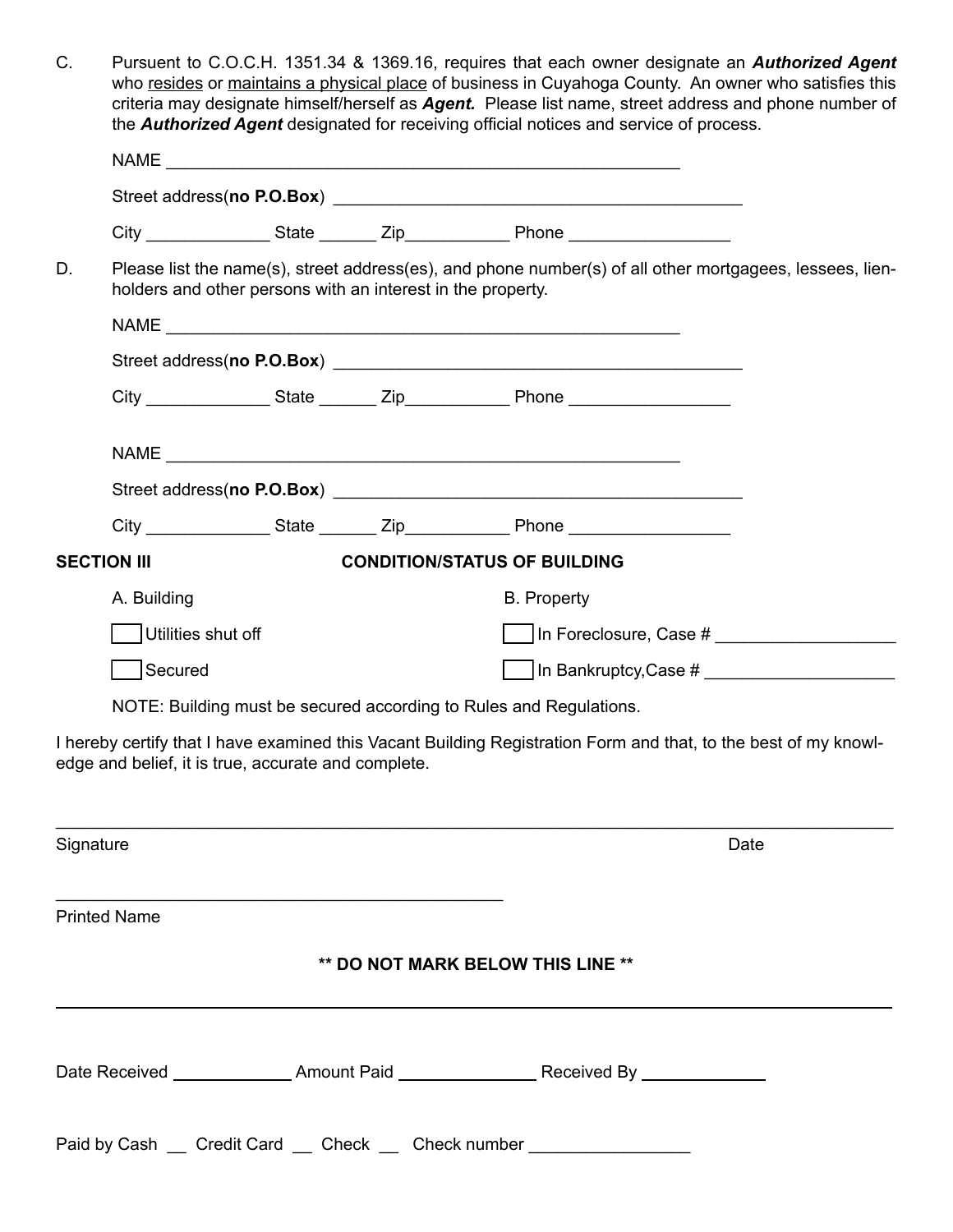C. Pursuent to C.O.C.H. 1351.34 & 1369.16, requires that each owner designate an ***Authorized Agent*** who resides or maintains a physical place of business in Cuyahoga County. An owner who satisfies this criteria may designate himself/herself as ***Agent.*** Please list name, street address and phone number of the ***Authorized Agent*** designated for receiving official notices and service of process.

NAME ________________________________________________________

Street address(**no P.O.Box**) ____________________________________________

City _____________ State ______ Zip___________ Phone _________________

D. Please list the name(s), street address(es), and phone number(s) of all other mortgagees, lessees, lienholders and other persons with an interest in the property.

NAME ________________________________________________________

Street address(**no P.O.Box**) ____________________________________________

City _____________ State ______ Zip___________ Phone _________________

NAME ________________________________________________________

Street address(**no P.O.Box**) ____________________________________________

City _____________ State ______ Zip___________ Phone _________________

**SECTION III** **CONDITION/STATUS OF BUILDING**

A. Building

☐ Utilities shut off

☐ Secured

B. Property

☐ In Foreclosure, Case # __________________

☐ In Bankruptcy,Case # ___________________

NOTE: Building must be secured according to Rules and Regulations.

I hereby certify that I have examined this Vacant Building Registration Form and that, to the best of my knowledge and belief, it is true, accurate and complete.

_____________________________________________________________________________

Signature Date

_______________________________________________

Printed Name

**\*\* DO NOT MARK BELOW THIS LINE \*\***

---

Date Received _____________ Amount Paid _______________ Received By _____________

Paid by Cash __ Credit Card __ Check __ Check number _________________